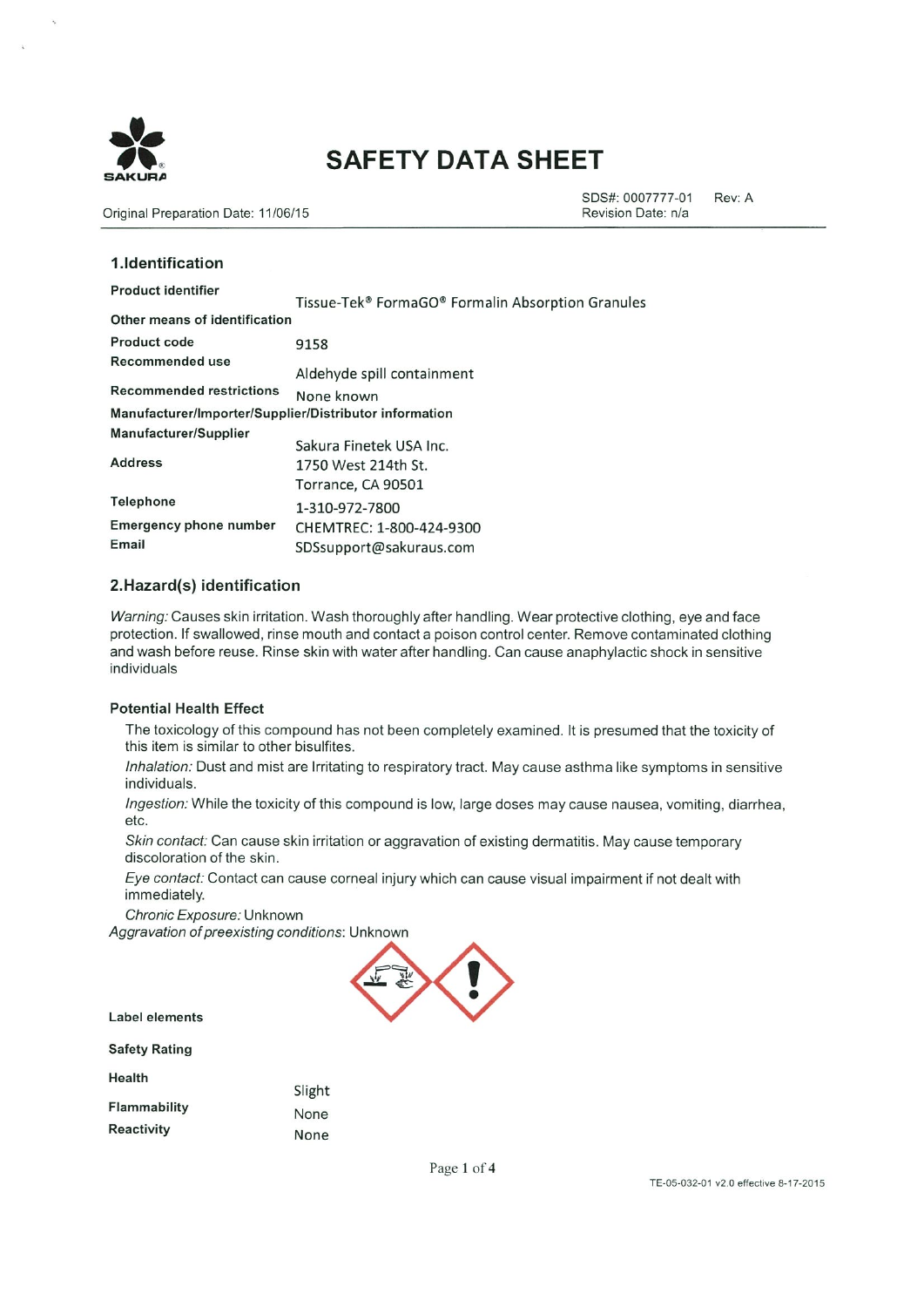SAKURA

# SAFETY DATA SHEET

Original Preparation Date: 11/06/15

SDS#: 0007777-01 Rev: A
Revision Date: n/a

## 1.Identification

| | |
|---|---|
| **Product identifier** | Tissue-Tek® FormaGO® Formalin Absorption Granules |
| **Other means of identification** | |
| **Product code** | 9158 |
| **Recommended use** | Aldehyde spill containment |
| **Recommended restrictions** | None known |
| **Manufacturer/Importer/Supplier/Distributor information** | |
| **Manufacturer/Supplier** | Sakura Finetek USA Inc. |
| **Address** | 1750 West 214th St.<br>Torrance, CA 90501 |
| **Telephone** | 1-310-972-7800 |
| **Emergency phone number** | CHEMTREC: 1-800-424-9300 |
| **Email** | SDSsupport@sakuraus.com |

## 2.Hazard(s) identification

*Warning:* Causes skin irritation. Wash thoroughly after handling. Wear protective clothing, eye and face protection. If swallowed, rinse mouth and contact a poison control center. Remove contaminated clothing and wash before reuse. Rinse skin with water after handling. Can cause anaphylactic shock in sensitive individuals

### Potential Health Effect

The toxicology of this compound has not been completely examined. It is presumed that the toxicity of this item is similar to other bisulfites.

*Inhalation:* Dust and mist are Irritating to respiratory tract. May cause asthma like symptoms in sensitive individuals.

*Ingestion:* While the toxicity of this compound is low, large doses may cause nausea, vomiting, diarrhea, etc.

*Skin contact:* Can cause skin irritation or aggravation of existing dermatitis. May cause temporary discoloration of the skin.

*Eye contact:* Contact can cause corneal injury which can cause visual impairment if not dealt with immediately.

*Chronic Exposure:* Unknown

*Aggravation of preexisting conditions*: Unknown

**Label elements**

**Safety Rating**

| | |
|---|---|
| **Health** | Slight |
| **Flammability** | None |
| **Reactivity** | None |

TE-05-032-01 v2.0 effective 8-17-2015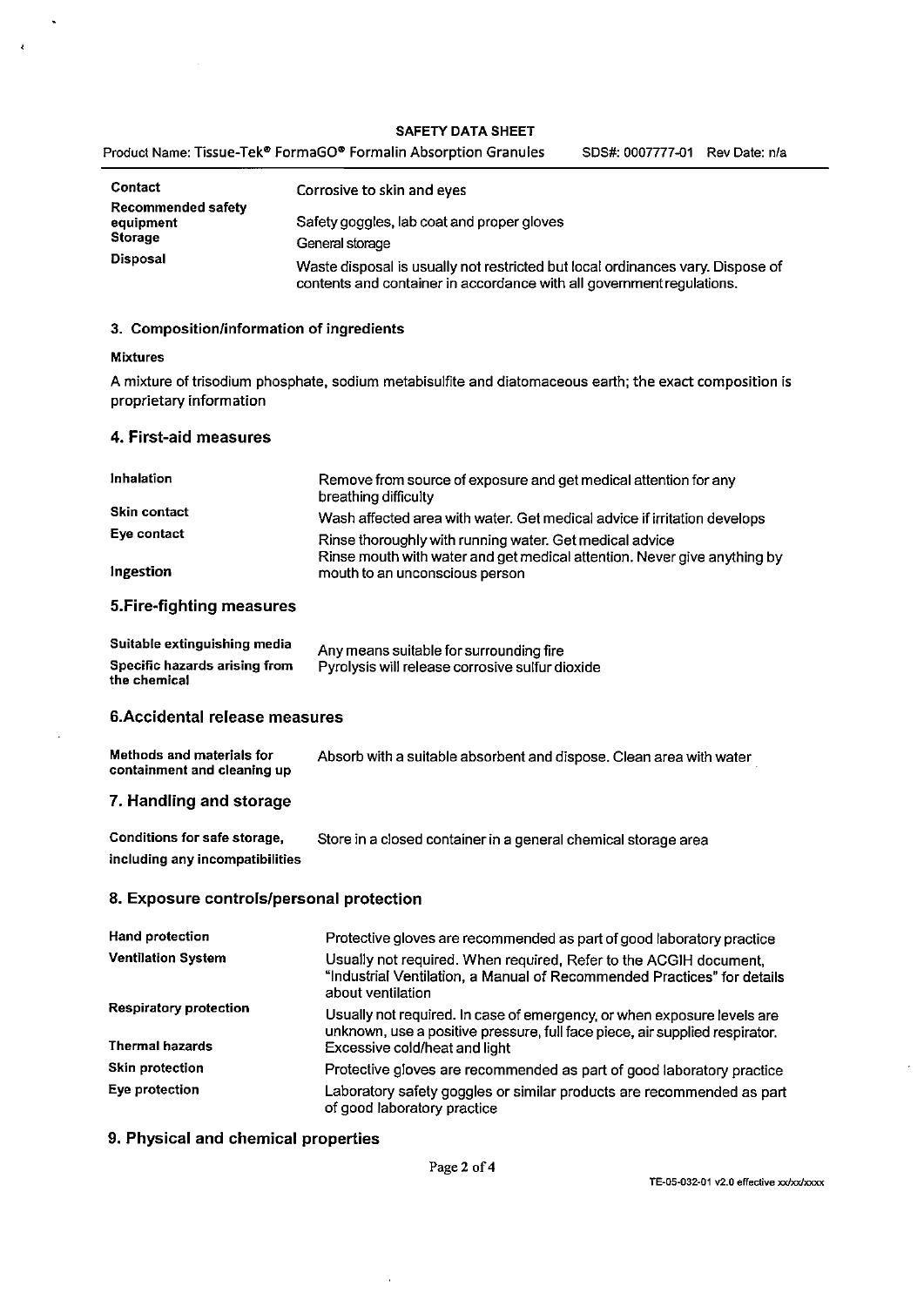| | |
|---|---|
| **Contact** | Corrosive to skin and eyes |
| **Recommended safety equipment** | Safety goggles, lab coat and proper gloves |
| **Storage** | General storage |
| **Disposal** | Waste disposal is usually not restricted but local ordinances vary. Dispose of contents and container in accordance with all government regulations. |

## 3. Composition/information of ingredients

**Mixtures**

A mixture of trisodium phosphate, sodium metabisulfite and diatomaceous earth; the exact composition is proprietary information

## 4. First-aid measures

| | |
|---|---|
| **Inhalation** | Remove from source of exposure and get medical attention for any breathing difficulty |
| **Skin contact** | Wash affected area with water. Get medical advice if irritation develops |
| **Eye contact** | Rinse thoroughly with running water. Get medical advice |
| **Ingestion** | Rinse mouth with water and get medical attention. Never give anything by mouth to an unconscious person |

## 5. Fire-fighting measures

| | |
|---|---|
| **Suitable extinguishing media** | Any means suitable for surrounding fire |
| **Specific hazards arising from the chemical** | Pyrolysis will release corrosive sulfur dioxide |

## 6. Accidental release measures

| | |
|---|---|
| **Methods and materials for containment and cleaning up** | Absorb with a suitable absorbent and dispose. Clean area with water |

## 7. Handling and storage

| | |
|---|---|
| **Conditions for safe storage, including any incompatibilities** | Store in a closed container in a general chemical storage area |

## 8. Exposure controls/personal protection

| | |
|---|---|
| **Hand protection** | Protective gloves are recommended as part of good laboratory practice |
| **Ventilation System** | Usually not required. When required, Refer to the ACGIH document, "Industrial Ventilation, a Manual of Recommended Practices" for details about ventilation |
| **Respiratory protection** | Usually not required. In case of emergency, or when exposure levels are unknown, use a positive pressure, full face piece, air supplied respirator. |
| **Thermal hazards** | Excessive cold/heat and light |
| **Skin protection** | Protective gloves are recommended as part of good laboratory practice |
| **Eye protection** | Laboratory safety goggles or similar products are recommended as part of good laboratory practice |

## 9. Physical and chemical properties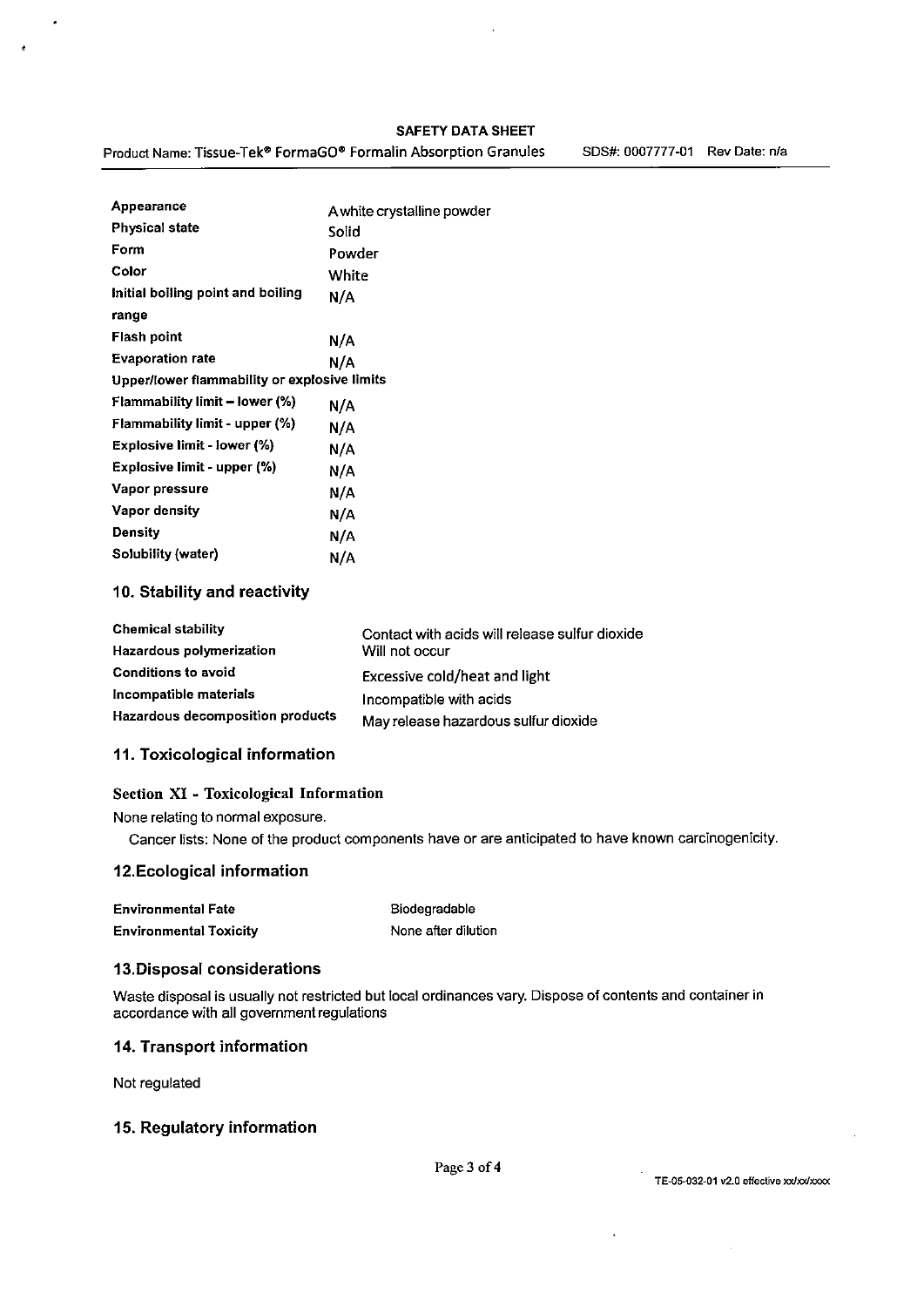| | |
|---|---|
| **Appearance** | A white crystalline powder |
| **Physical state** | Solid |
| **Form** | Powder |
| **Color** | White |
| **Initial boiling point and boiling range** | N/A |
| **Flash point** | N/A |
| **Evaporation rate** | N/A |
| **Upper/lower flammability or explosive limits** | |
| **Flammability limit – lower (%)** | N/A |
| **Flammability limit - upper (%)** | N/A |
| **Explosive limit - lower (%)** | N/A |
| **Explosive limit - upper (%)** | N/A |
| **Vapor pressure** | N/A |
| **Vapor density** | N/A |
| **Density** | N/A |
| **Solubility (water)** | N/A |

## 10. Stability and reactivity

| | |
|---|---|
| **Chemical stability** | Contact with acids will release sulfur dioxide |
| **Hazardous polymerization** | Will not occur |
| **Conditions to avoid** | Excessive cold/heat and light |
| **Incompatible materials** | Incompatible with acids |
| **Hazardous decomposition products** | May release hazardous sulfur dioxide |

## 11. Toxicological information

### Section XI - Toxicological Information

None relating to normal exposure.

Cancer lists: None of the product components have or are anticipated to have known carcinogenicity.

## 12. Ecological information

| | |
|---|---|
| **Environmental Fate** | Biodegradable |
| **Environmental Toxicity** | None after dilution |

## 13. Disposal considerations

Waste disposal is usually not restricted but local ordinances vary. Dispose of contents and container in accordance with all government regulations

## 14. Transport information

Not regulated

## 15. Regulatory information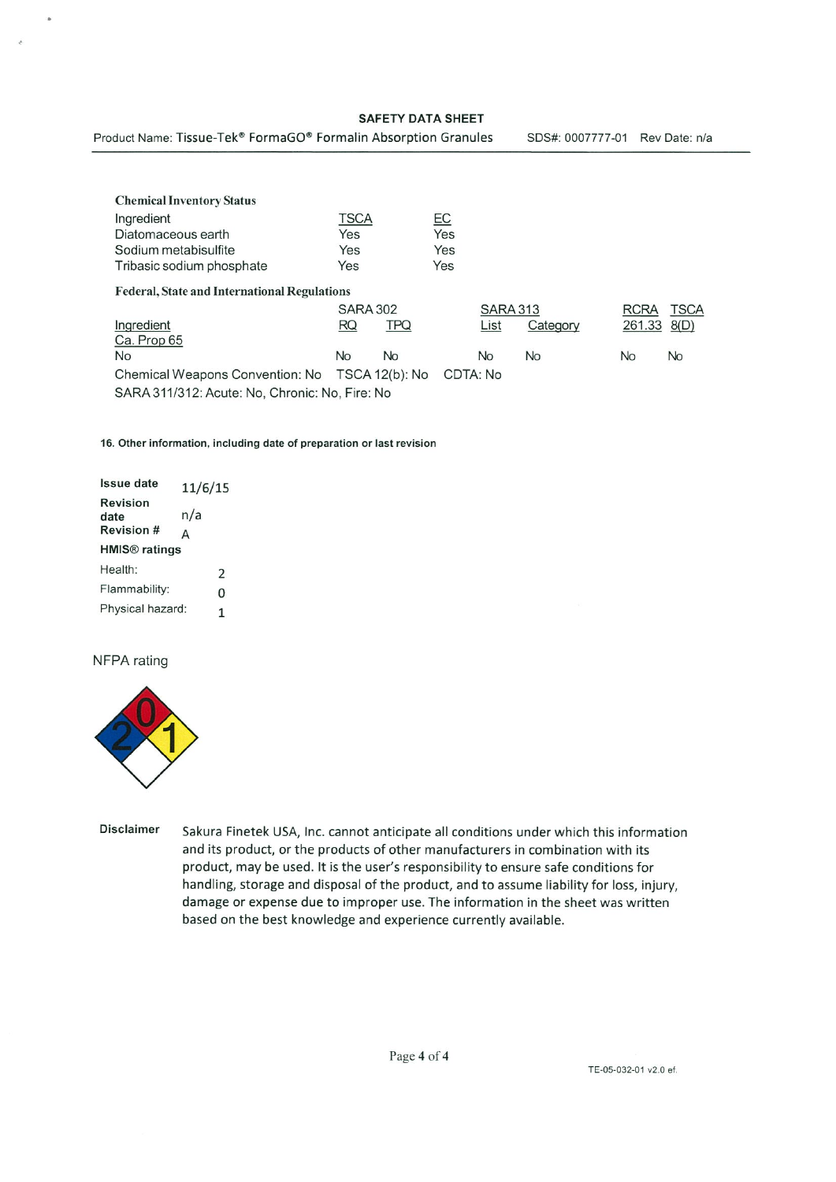**SAFETY DATA SHEET**

Product Name: Tissue-Tek® FormaGO® Formalin Absorption Granules SDS#: 0007777-01 Rev Date: n/a

**Chemical Inventory Status**

| Ingredient | TSCA | EC |
|---|---|---|
| Diatomaceous earth | Yes | Yes |
| Sodium metabisulfite | Yes | Yes |
| Tribasic sodium phosphate | Yes | Yes |

**Federal, State and International Regulations**

| | SARA 302 | | SARA 313 | | RCRA | TSCA |
|---|---|---|---|---|---|---|
| Ingredient | RQ | TPQ | List | Category | 261.33 | 8(D) |
| Ca. Prop 65 | | | | | | |
| No | No | No | No | No | No | No |

Chemical Weapons Convention: No TSCA 12(b): No CDTA: No

SARA 311/312: Acute: No, Chronic: No, Fire: No

**16. Other information, including date of preparation or last revision**

**Issue date** 11/6/15

**Revision date** n/a

**Revision #** A

**HMIS® ratings**

Health: 2

Flammability: 0

Physical hazard: 1

NFPA rating

0

2 1

**Disclaimer** Sakura Finetek USA, Inc. cannot anticipate all conditions under which this information and its product, or the products of other manufacturers in combination with its product, may be used. It is the user's responsibility to ensure safe conditions for handling, storage and disposal of the product, and to assume liability for loss, injury, damage or expense due to improper use. The information in the sheet was written based on the best knowledge and experience currently available.

TE-05-032-01 v2.0 ef.